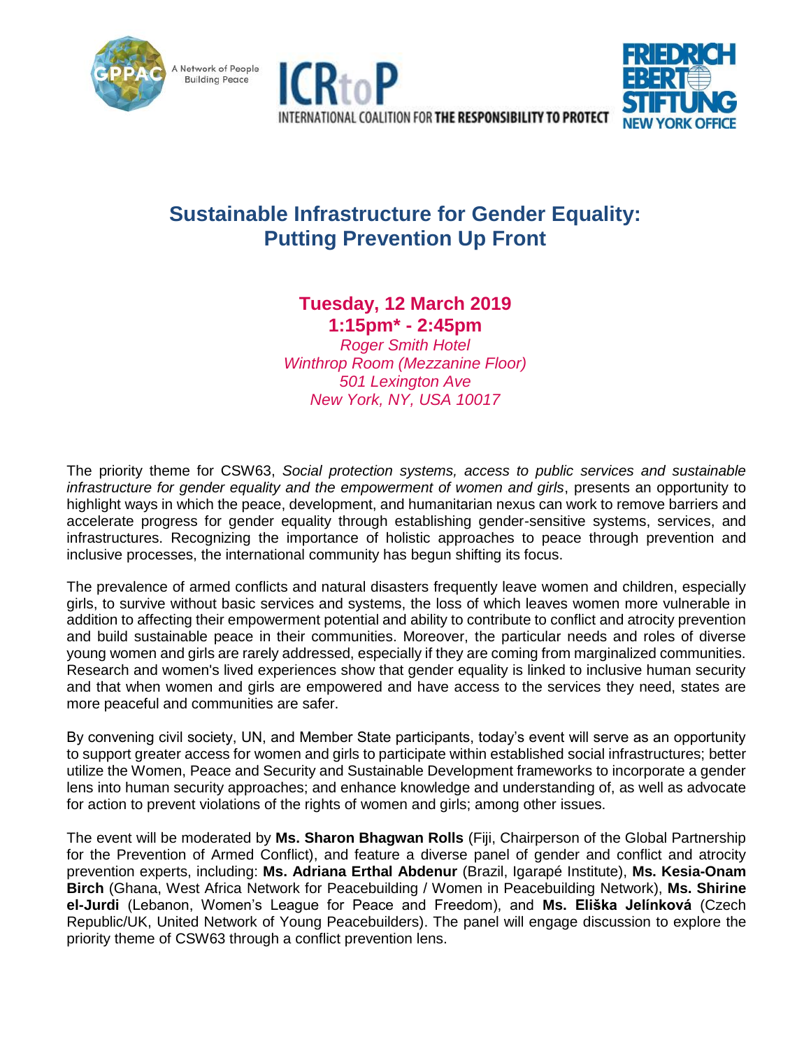GPPAC A Network of People Building Peace

ICRtoP INTERNATIONAL COALITION FOR THE RESPONSIBILITY TO PROTECT

FRIEDRICH EBERT STIFTUNG NEW YORK OFFICE

# Sustainable Infrastructure for Gender Equality: Putting Prevention Up Front

**Tuesday, 12 March 2019**
**1:15pm* - 2:45pm**

*Roger Smith Hotel*
*Winthrop Room (Mezzanine Floor)*
*501 Lexington Ave*
*New York, NY, USA 10017*

The priority theme for CSW63, *Social protection systems, access to public services and sustainable infrastructure for gender equality and the empowerment of women and girls*, presents an opportunity to highlight ways in which the peace, development, and humanitarian nexus can work to remove barriers and accelerate progress for gender equality through establishing gender-sensitive systems, services, and infrastructures. Recognizing the importance of holistic approaches to peace through prevention and inclusive processes, the international community has begun shifting its focus.

The prevalence of armed conflicts and natural disasters frequently leave women and children, especially girls, to survive without basic services and systems, the loss of which leaves women more vulnerable in addition to affecting their empowerment potential and ability to contribute to conflict and atrocity prevention and build sustainable peace in their communities. Moreover, the particular needs and roles of diverse young women and girls are rarely addressed, especially if they are coming from marginalized communities. Research and women's lived experiences show that gender equality is linked to inclusive human security and that when women and girls are empowered and have access to the services they need, states are more peaceful and communities are safer.

By convening civil society, UN, and Member State participants, today's event will serve as an opportunity to support greater access for women and girls to participate within established social infrastructures; better utilize the Women, Peace and Security and Sustainable Development frameworks to incorporate a gender lens into human security approaches; and enhance knowledge and understanding of, as well as advocate for action to prevent violations of the rights of women and girls; among other issues.

The event will be moderated by **Ms. Sharon Bhagwan Rolls** (Fiji, Chairperson of the Global Partnership for the Prevention of Armed Conflict), and feature a diverse panel of gender and conflict and atrocity prevention experts, including: **Ms. Adriana Erthal Abdenur** (Brazil, Igarapé Institute), **Ms. Kesia-Onam Birch** (Ghana, West Africa Network for Peacebuilding / Women in Peacebuilding Network), **Ms. Shirine el-Jurdi** (Lebanon, Women's League for Peace and Freedom), and **Ms. Eliška Jelínková** (Czech Republic/UK, United Network of Young Peacebuilders). The panel will engage discussion to explore the priority theme of CSW63 through a conflict prevention lens.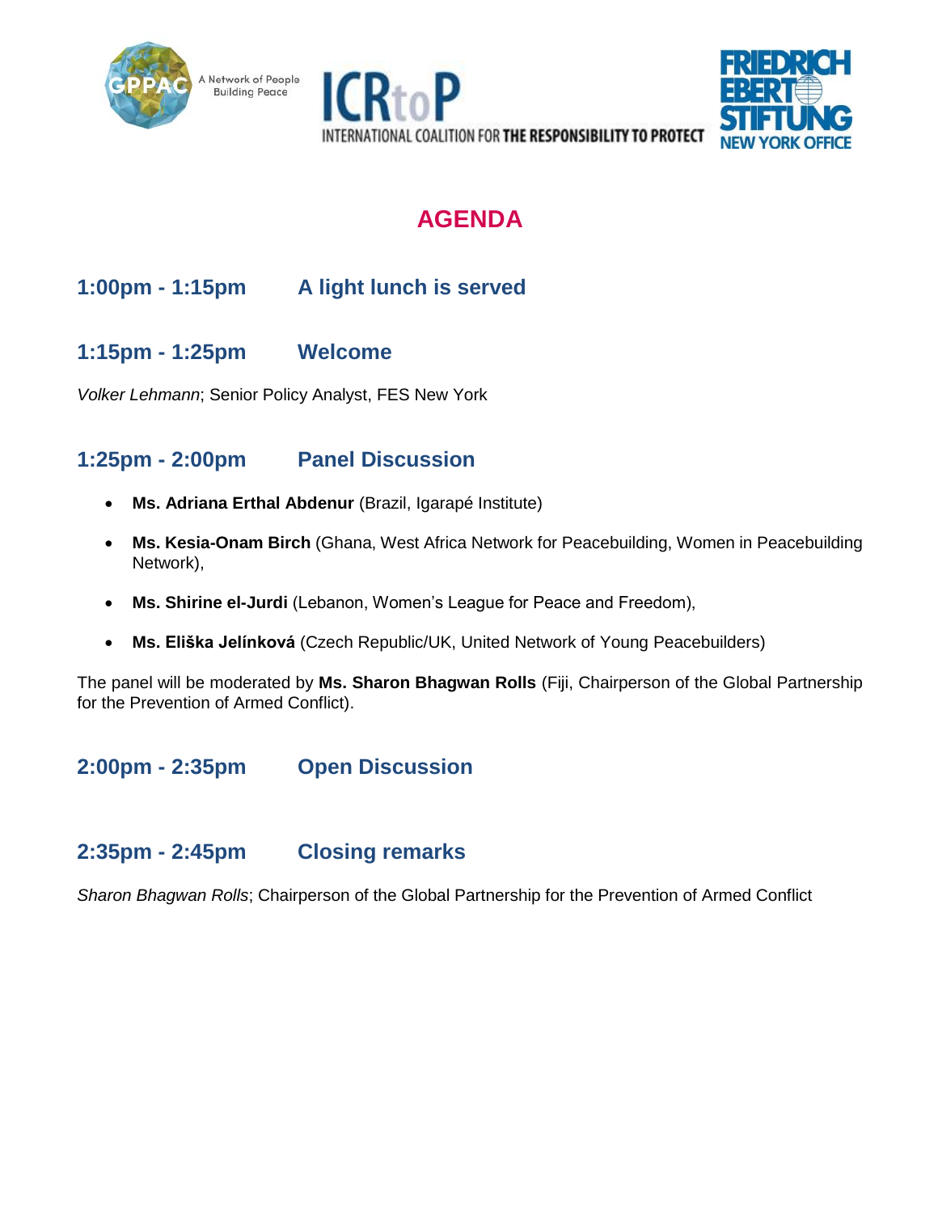# AGENDA

## 1:00pm - 1:15pm A light lunch is served

## 1:15pm - 1:25pm Welcome

*Volker Lehmann*; Senior Policy Analyst, FES New York

## 1:25pm - 2:00pm Panel Discussion

- **Ms. Adriana Erthal Abdenur** (Brazil, Igarapé Institute)
- **Ms. Kesia-Onam Birch** (Ghana, West Africa Network for Peacebuilding, Women in Peacebuilding Network),
- **Ms. Shirine el-Jurdi** (Lebanon, Women's League for Peace and Freedom),
- **Ms. Eliška Jelínková** (Czech Republic/UK, United Network of Young Peacebuilders)

The panel will be moderated by **Ms. Sharon Bhagwan Rolls** (Fiji, Chairperson of the Global Partnership for the Prevention of Armed Conflict).

## 2:00pm - 2:35pm Open Discussion

## 2:35pm - 2:45pm Closing remarks

*Sharon Bhagwan Rolls*; Chairperson of the Global Partnership for the Prevention of Armed Conflict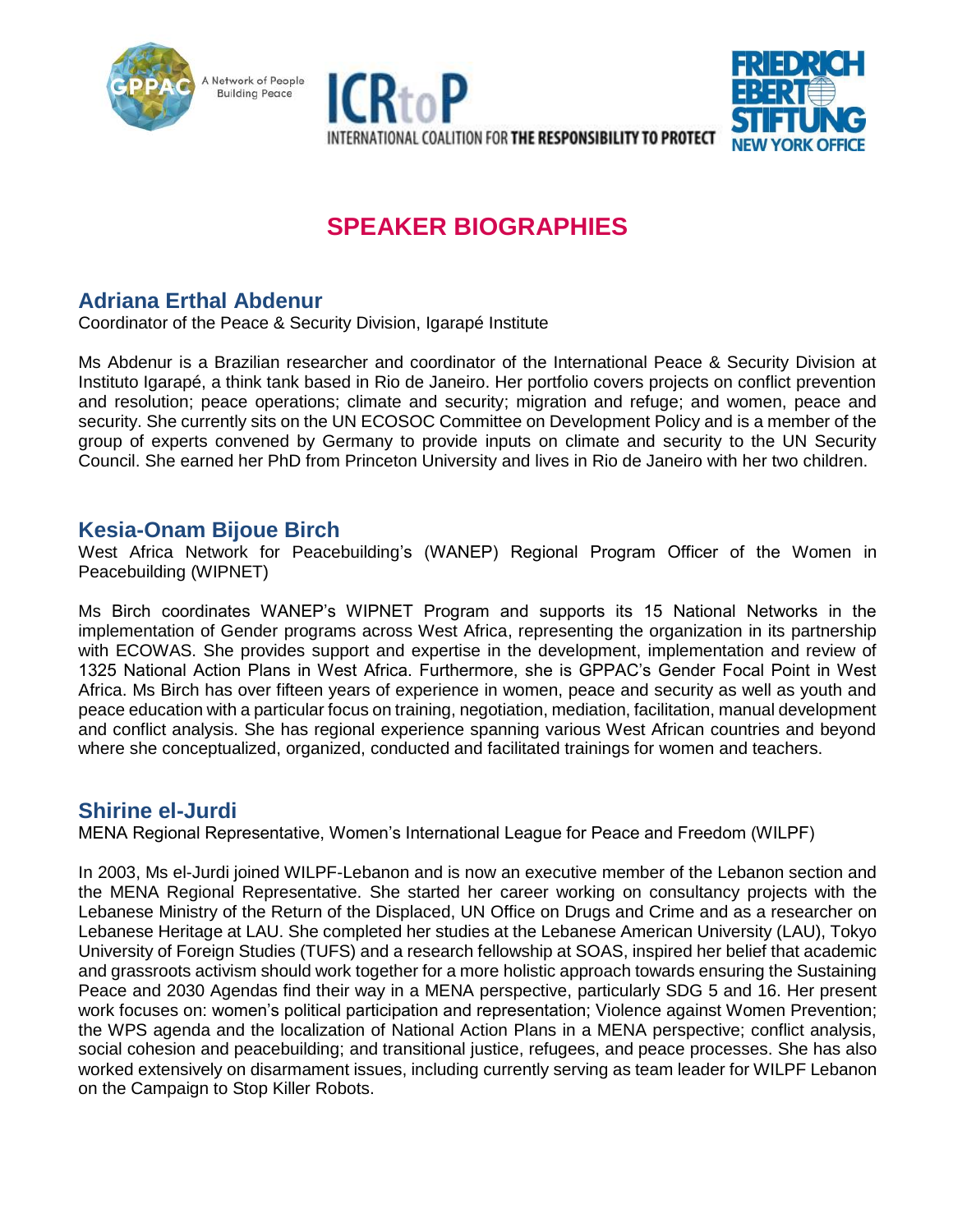# SPEAKER BIOGRAPHIES

## Adriana Erthal Abdenur

Coordinator of the Peace & Security Division, Igarapé Institute

Ms Abdenur is a Brazilian researcher and coordinator of the International Peace & Security Division at Instituto Igarapé, a think tank based in Rio de Janeiro. Her portfolio covers projects on conflict prevention and resolution; peace operations; climate and security; migration and refuge; and women, peace and security. She currently sits on the UN ECOSOC Committee on Development Policy and is a member of the group of experts convened by Germany to provide inputs on climate and security to the UN Security Council. She earned her PhD from Princeton University and lives in Rio de Janeiro with her two children.

## Kesia-Onam Bijoue Birch

West Africa Network for Peacebuilding's (WANEP) Regional Program Officer of the Women in Peacebuilding (WIPNET)

Ms Birch coordinates WANEP's WIPNET Program and supports its 15 National Networks in the implementation of Gender programs across West Africa, representing the organization in its partnership with ECOWAS. She provides support and expertise in the development, implementation and review of 1325 National Action Plans in West Africa. Furthermore, she is GPPAC's Gender Focal Point in West Africa. Ms Birch has over fifteen years of experience in women, peace and security as well as youth and peace education with a particular focus on training, negotiation, mediation, facilitation, manual development and conflict analysis. She has regional experience spanning various West African countries and beyond where she conceptualized, organized, conducted and facilitated trainings for women and teachers.

## Shirine el-Jurdi

MENA Regional Representative, Women's International League for Peace and Freedom (WILPF)

In 2003, Ms el-Jurdi joined WILPF-Lebanon and is now an executive member of the Lebanon section and the MENA Regional Representative. She started her career working on consultancy projects with the Lebanese Ministry of the Return of the Displaced, UN Office on Drugs and Crime and as a researcher on Lebanese Heritage at LAU. She completed her studies at the Lebanese American University (LAU), Tokyo University of Foreign Studies (TUFS) and a research fellowship at SOAS, inspired her belief that academic and grassroots activism should work together for a more holistic approach towards ensuring the Sustaining Peace and 2030 Agendas find their way in a MENA perspective, particularly SDG 5 and 16. Her present work focuses on: women's political participation and representation; Violence against Women Prevention; the WPS agenda and the localization of National Action Plans in a MENA perspective; conflict analysis, social cohesion and peacebuilding; and transitional justice, refugees, and peace processes. She has also worked extensively on disarmament issues, including currently serving as team leader for WILPF Lebanon on the Campaign to Stop Killer Robots.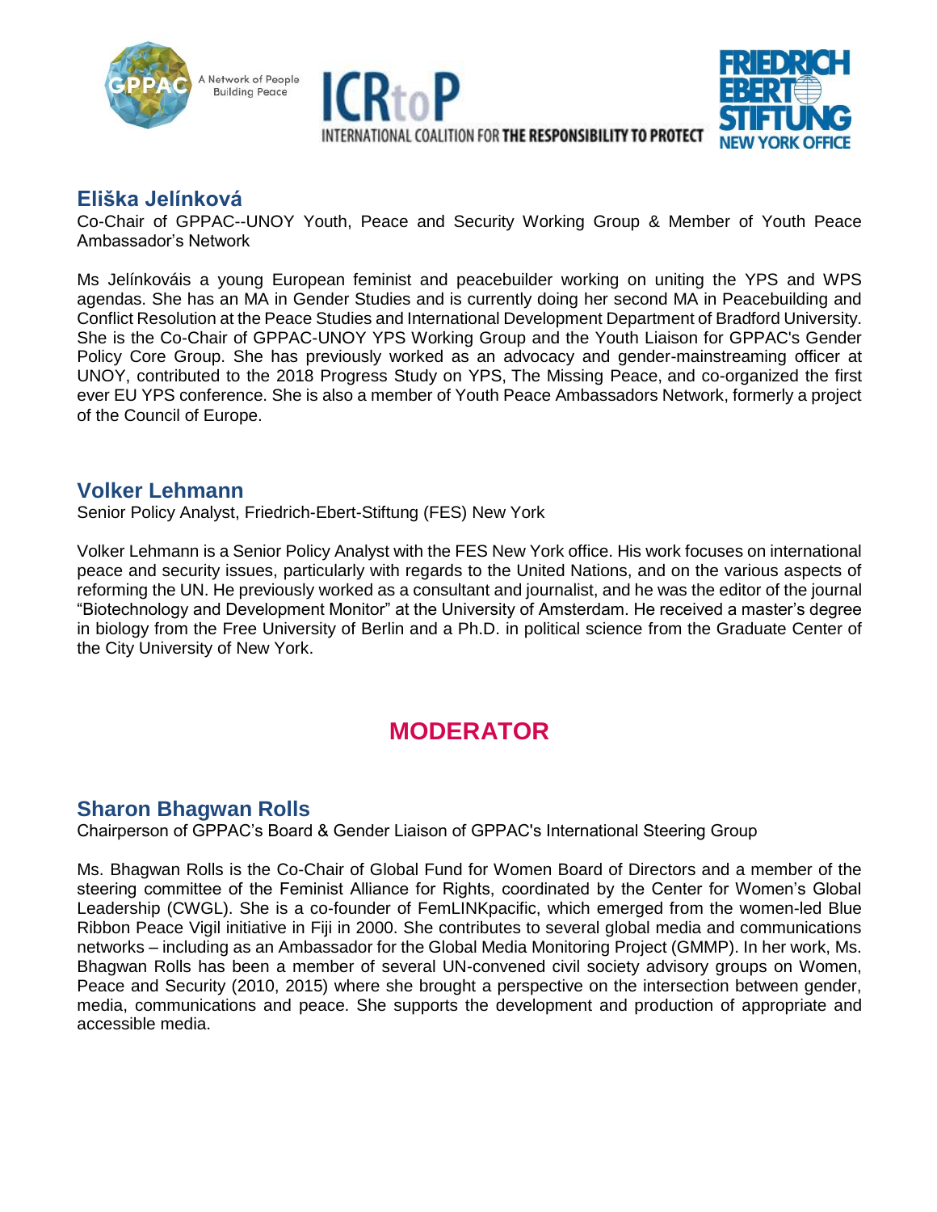## Eliška Jelínková

Co-Chair of GPPAC--UNOY Youth, Peace and Security Working Group & Member of Youth Peace Ambassador's Network

Ms Jelínkováis a young European feminist and peacebuilder working on uniting the YPS and WPS agendas. She has an MA in Gender Studies and is currently doing her second MA in Peacebuilding and Conflict Resolution at the Peace Studies and International Development Department of Bradford University. She is the Co-Chair of GPPAC-UNOY YPS Working Group and the Youth Liaison for GPPAC's Gender Policy Core Group. She has previously worked as an advocacy and gender-mainstreaming officer at UNOY, contributed to the 2018 Progress Study on YPS, The Missing Peace, and co-organized the first ever EU YPS conference. She is also a member of Youth Peace Ambassadors Network, formerly a project of the Council of Europe.

## Volker Lehmann

Senior Policy Analyst, Friedrich-Ebert-Stiftung (FES) New York

Volker Lehmann is a Senior Policy Analyst with the FES New York office. His work focuses on international peace and security issues, particularly with regards to the United Nations, and on the various aspects of reforming the UN. He previously worked as a consultant and journalist, and he was the editor of the journal "Biotechnology and Development Monitor" at the University of Amsterdam. He received a master's degree in biology from the Free University of Berlin and a Ph.D. in political science from the Graduate Center of the City University of New York.

# MODERATOR

## Sharon Bhagwan Rolls

Chairperson of GPPAC's Board & Gender Liaison of GPPAC's International Steering Group

Ms. Bhagwan Rolls is the Co-Chair of Global Fund for Women Board of Directors and a member of the steering committee of the Feminist Alliance for Rights, coordinated by the Center for Women's Global Leadership (CWGL). She is a co-founder of FemLINKpacific, which emerged from the women-led Blue Ribbon Peace Vigil initiative in Fiji in 2000. She contributes to several global media and communications networks – including as an Ambassador for the Global Media Monitoring Project (GMMP). In her work, Ms. Bhagwan Rolls has been a member of several UN-convened civil society advisory groups on Women, Peace and Security (2010, 2015) where she brought a perspective on the intersection between gender, media, communications and peace. She supports the development and production of appropriate and accessible media.